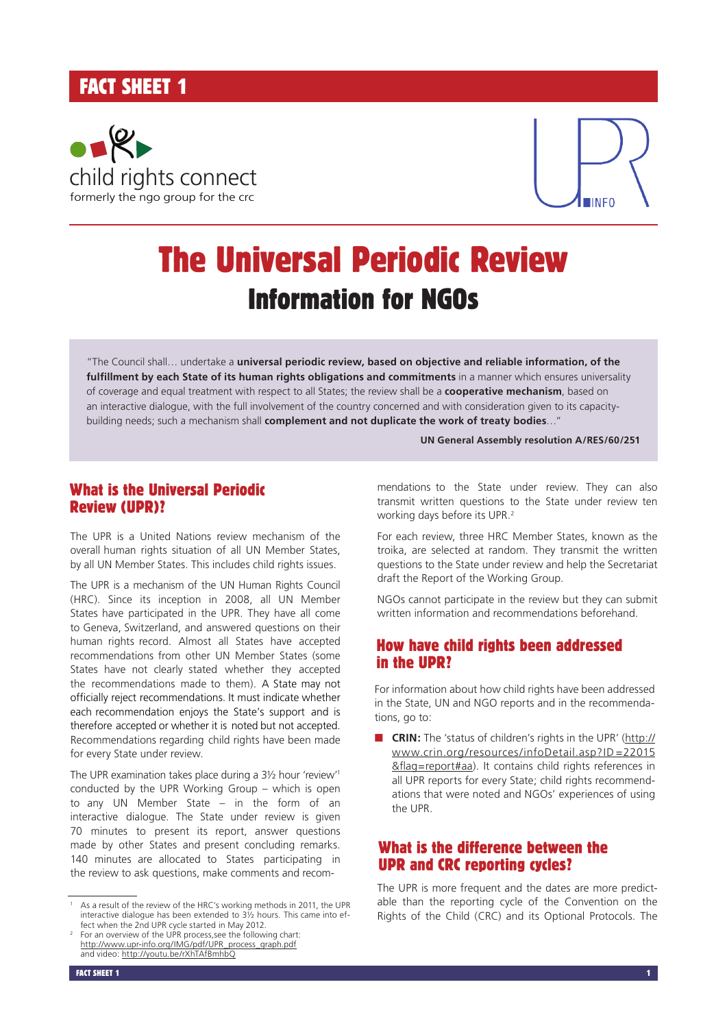FACT SHEET 1

child rights connect
formerly the ngo group for the crc

UPR INFO

# The Universal Periodic Review
## Information for NGOs

"The Council shall… undertake a **universal periodic review, based on objective and reliable information, of the fulfillment by each State of its human rights obligations and commitments** in a manner which ensures universality of coverage and equal treatment with respect to all States; the review shall be a **cooperative mechanism**, based on an interactive dialogue, with the full involvement of the country concerned and with consideration given to its capacity-building needs; such a mechanism shall **complement and not duplicate the work of treaty bodies**…"

**UN General Assembly resolution A/RES/60/251**

## What is the Universal Periodic Review (UPR)?

The UPR is a United Nations review mechanism of the overall human rights situation of all UN Member States, by all UN Member States. This includes child rights issues.

The UPR is a mechanism of the UN Human Rights Council (HRC). Since its inception in 2008, all UN Member States have participated in the UPR. They have all come to Geneva, Switzerland, and answered questions on their human rights record. Almost all States have accepted recommendations from other UN Member States (some States have not clearly stated whether they accepted the recommendations made to them). A State may not officially reject recommendations. It must indicate whether each recommendation enjoys the State's support and is therefore accepted or whether it is noted but not accepted. Recommendations regarding child rights have been made for every State under review.

The UPR examination takes place during a 3½ hour 'review'[1] conducted by the UPR Working Group – which is open to any UN Member State – in the form of an interactive dialogue. The State under review is given 70 minutes to present its report, answer questions made by other States and present concluding remarks. 140 minutes are allocated to States participating in the review to ask questions, make comments and recommendations to the State under review. They can also transmit written questions to the State under review ten working days before its UPR.[2]

For each review, three HRC Member States, known as the troika, are selected at random. They transmit the written questions to the State under review and help the Secretariat draft the Report of the Working Group.

NGOs cannot participate in the review but they can submit written information and recommendations beforehand.

## How have child rights been addressed in the UPR?

For information about how child rights have been addressed in the State, UN and NGO reports and in the recommendations, go to:

- **CRIN:** The 'status of children's rights in the UPR' (http://www.crin.org/resources/infoDetail.asp?ID=22015&flag=report#aa). It contains child rights references in all UPR reports for every State; child rights recommendations that were noted and NGOs' experiences of using the UPR.

## What is the difference between the UPR and CRC reporting cycles?

The UPR is more frequent and the dates are more predictable than the reporting cycle of the Convention on the Rights of the Child (CRC) and its Optional Protocols. The

---

[1] As a result of the review of the HRC's working methods in 2011, the UPR interactive dialogue has been extended to 3½ hours. This came into effect when the 2nd UPR cycle started in May 2012.

[2] For an overview of the UPR process,see the following chart: http://www.upr-info.org/IMG/pdf/UPR_process_graph.pdf and video: http://youtu.be/rXhTAfBmhbQ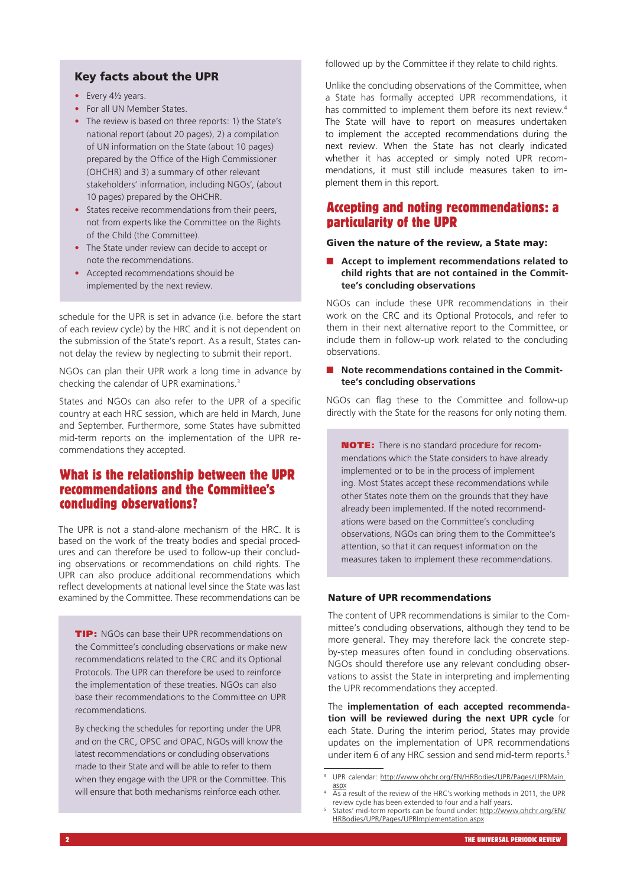### Key facts about the UPR

- Every 4½ years.
- For all UN Member States.
- The review is based on three reports: 1) the State's national report (about 20 pages), 2) a compilation of UN information on the State (about 10 pages) prepared by the Office of the High Commissioner (OHCHR) and 3) a summary of other relevant stakeholders' information, including NGOs', (about 10 pages) prepared by the OHCHR.
- States receive recommendations from their peers, not from experts like the Committee on the Rights of the Child (the Committee).
- The State under review can decide to accept or note the recommendations.
- Accepted recommendations should be implemented by the next review.

schedule for the UPR is set in advance (i.e. before the start of each review cycle) by the HRC and it is not dependent on the submission of the State's report. As a result, States cannot delay the review by neglecting to submit their report.

NGOs can plan their UPR work a long time in advance by checking the calendar of UPR examinations.[3]

States and NGOs can also refer to the UPR of a specific country at each HRC session, which are held in March, June and September. Furthermore, some States have submitted mid-term reports on the implementation of the UPR recommendations they accepted.

## What is the relationship between the UPR recommendations and the Committee's concluding observations?

The UPR is not a stand-alone mechanism of the HRC. It is based on the work of the treaty bodies and special procedures and can therefore be used to follow-up their concluding observations or recommendations on child rights. The UPR can also produce additional recommendations which reflect developments at national level since the State was last examined by the Committee. These recommendations can be followed up by the Committee if they relate to child rights.

> **TIP:** NGOs can base their UPR recommendations on the Committee's concluding observations or make new recommendations related to the CRC and its Optional Protocols. The UPR can therefore be used to reinforce the implementation of these treaties. NGOs can also base their recommendations to the Committee on UPR recommendations.
>
> By checking the schedules for reporting under the UPR and on the CRC, OPSC and OPAC, NGOs will know the latest recommendations or concluding observations made to their State and will be able to refer to them when they engage with the UPR or the Committee. This will ensure that both mechanisms reinforce each other.

Unlike the concluding observations of the Committee, when a State has formally accepted UPR recommendations, it has committed to implement them before its next review.[4] The State will have to report on measures undertaken to implement the accepted recommendations during the next review. When the State has not clearly indicated whether it has accepted or simply noted UPR recommendations, it must still include measures taken to implement them in this report.

## Accepting and noting recommendations: a particularity of the UPR

**Given the nature of the review, a State may:**

- **Accept to implement recommendations related to child rights that are not contained in the Committee's concluding observations**

NGOs can include these UPR recommendations in their work on the CRC and its Optional Protocols, and refer to them in their next alternative report to the Committee, or include them in follow-up work related to the concluding observations.

- **Note recommendations contained in the Committee's concluding observations**

NGOs can flag these to the Committee and follow-up directly with the State for the reasons for only noting them.

> **NOTE:** There is no standard procedure for recommendations which the State considers to have already implemented or to be in the process of implementing. Most States accept these recommendations while other States note them on the grounds that they have already been implemented. If the noted recommendations were based on the Committee's concluding observations, NGOs can bring them to the Committee's attention, so that it can request information on the measures taken to implement these recommendations.

### Nature of UPR recommendations

The content of UPR recommendations is similar to the Committee's concluding observations, although they tend to be more general. They may therefore lack the concrete step-by-step measures often found in concluding observations. NGOs should therefore use any relevant concluding observations to assist the State in interpreting and implementing the UPR recommendations they accepted.

The **implementation of each accepted recommendation will be reviewed during the next UPR cycle** for each State. During the interim period, States may provide updates on the implementation of UPR recommendations under item 6 of any HRC session and send mid-term reports.[5]

---

[3] UPR calendar: http://www.ohchr.org/EN/HRBodies/UPR/Pages/UPRMain.aspx

[4] As a result of the review of the HRC's working methods in 2011, the UPR review cycle has been extended to four and a half years.

[5] States' mid-term reports can be found under: http://www.ohchr.org/EN/HRBodies/UPR/Pages/UPRImplementation.aspx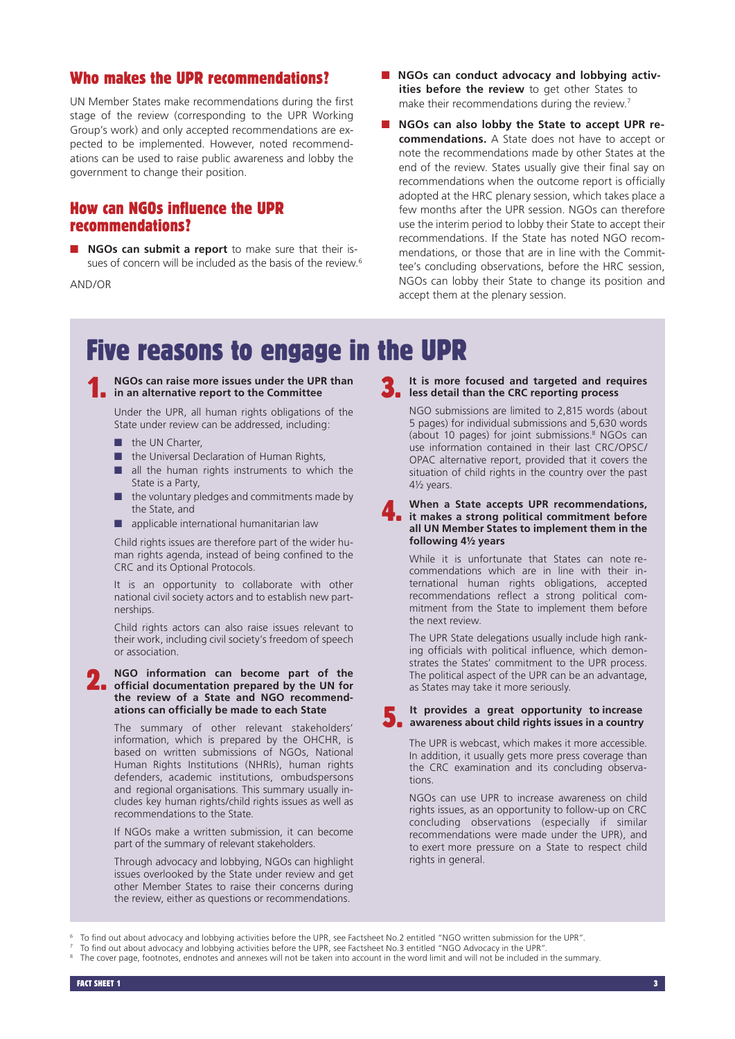## Who makes the UPR recommendations?

UN Member States make recommendations during the first stage of the review (corresponding to the UPR Working Group's work) and only accepted recommendations are expected to be implemented. However, noted recommendations can be used to raise public awareness and lobby the government to change their position.

## How can NGOs influence the UPR recommendations?

- **NGOs can submit a report** to make sure that their issues of concern will be included as the basis of the review.[6]

AND/OR

- **NGOs can conduct advocacy and lobbying activities before the review** to get other States to make their recommendations during the review.[7]
- **NGOs can also lobby the State to accept UPR recommendations.** A State does not have to accept or note the recommendations made by other States at the end of the review. States usually give their final say on recommendations when the outcome report is officially adopted at the HRC plenary session, which takes place a few months after the UPR session. NGOs can therefore use the interim period to lobby their State to accept their recommendations. If the State has noted NGO recommendations, or those that are in line with the Committee's concluding observations, before the HRC session, NGOs can lobby their State to change its position and accept them at the plenary session.

# Five reasons to engage in the UPR

### 1. NGOs can raise more issues under the UPR than in an alternative report to the Committee

Under the UPR, all human rights obligations of the State under review can be addressed, including:

- the UN Charter,
- the Universal Declaration of Human Rights,
- all the human rights instruments to which the State is a Party,
- the voluntary pledges and commitments made by the State, and
- applicable international humanitarian law

Child rights issues are therefore part of the wider human rights agenda, instead of being confined to the CRC and its Optional Protocols.

It is an opportunity to collaborate with other national civil society actors and to establish new partnerships.

Child rights actors can also raise issues relevant to their work, including civil society's freedom of speech or association.

### 2. NGO information can become part of the official documentation prepared by the UN for the review of a State and NGO recommendations can officially be made to each State

The summary of other relevant stakeholders' information, which is prepared by the OHCHR, is based on written submissions of NGOs, National Human Rights Institutions (NHRIs), human rights defenders, academic institutions, ombudspersons and regional organisations. This summary usually includes key human rights/child rights issues as well as recommendations to the State.

If NGOs make a written submission, it can become part of the summary of relevant stakeholders.

Through advocacy and lobbying, NGOs can highlight issues overlooked by the State under review and get other Member States to raise their concerns during the review, either as questions or recommendations.

### 3. It is more focused and targeted and requires less detail than the CRC reporting process

NGO submissions are limited to 2,815 words (about 5 pages) for individual submissions and 5,630 words (about 10 pages) for joint submissions.[8] NGOs can use information contained in their last CRC/OPSC/OPAC alternative report, provided that it covers the situation of child rights in the country over the past 4½ years.

### 4. When a State accepts UPR recommendations, it makes a strong political commitment before all UN Member States to implement them in the following 4½ years

While it is unfortunate that States can note recommendations which are in line with their international human rights obligations, accepted recommendations reflect a strong political commitment from the State to implement them before the next review.

The UPR State delegations usually include high ranking officials with political influence, which demonstrates the States' commitment to the UPR process. The political aspect of the UPR can be an advantage, as States may take it more seriously.

### 5. It provides a great opportunity to increase awareness about child rights issues in a country

The UPR is webcast, which makes it more accessible. In addition, it usually gets more press coverage than the CRC examination and its concluding observations.

NGOs can use UPR to increase awareness on child rights issues, as an opportunity to follow-up on CRC concluding observations (especially if similar recommendations were made under the UPR), and to exert more pressure on a State to respect child rights in general.

---

[6] To find out about advocacy and lobbying activities before the UPR, see Factsheet No.2 entitled "NGO written submission for the UPR".

[7] To find out about advocacy and lobbying activities before the UPR, see Factsheet No.3 entitled "NGO Advocacy in the UPR".

[8] The cover page, footnotes, endnotes and annexes will not be taken into account in the word limit and will not be included in the summary.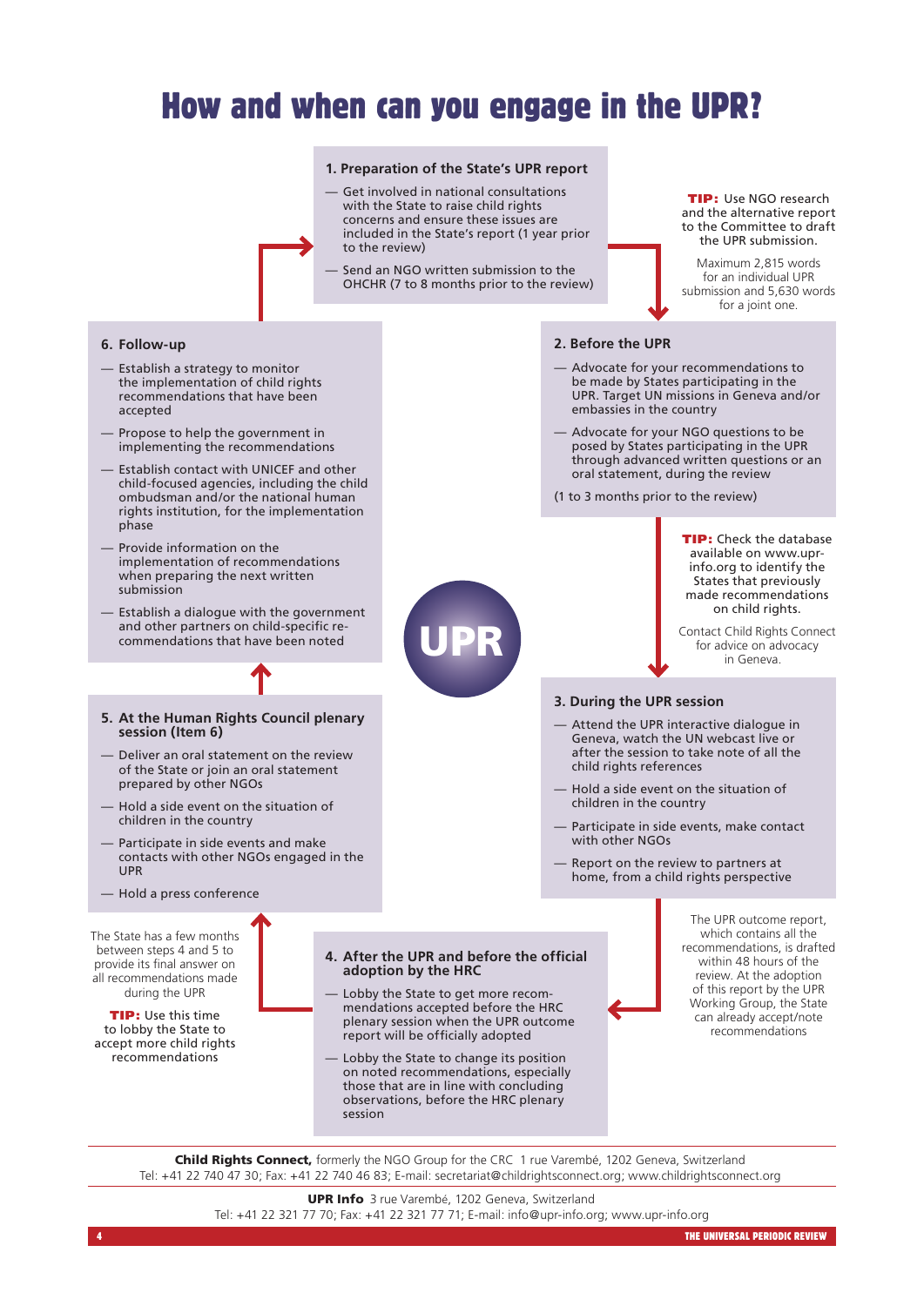# How and when can you engage in the UPR?

### 1. Preparation of the State's UPR report

- Get involved in national consultations with the State to raise child rights concerns and ensure these issues are included in the State's report (1 year prior to the review)
- Send an NGO written submission to the OHCHR (7 to 8 months prior to the review)

**TIP:** Use NGO research and the alternative report to the Committee to draft the UPR submission.

Maximum 2,815 words for an individual UPR submission and 5,630 words for a joint one.

### 2. Before the UPR

- Advocate for your recommendations to be made by States participating in the UPR. Target UN missions in Geneva and/or embassies in the country
- Advocate for your NGO questions to be posed by States participating in the UPR through advanced written questions or an oral statement, during the review

(1 to 3 months prior to the review)

**TIP:** Check the database available on www.upr-info.org to identify the States that previously made recommendations on child rights.

Contact Child Rights Connect for advice on advocacy in Geneva.

### 3. During the UPR session

- Attend the UPR interactive dialogue in Geneva, watch the UN webcast live or after the session to take note of all the child rights references
- Hold a side event on the situation of children in the country
- Participate in side events, make contact with other NGOs
- Report on the review to partners at home, from a child rights perspective

The UPR outcome report, which contains all the recommendations, is drafted within 48 hours of the review. At the adoption of this report by the UPR Working Group, the State can already accept/note recommendations

### 4. After the UPR and before the official adoption by the HRC

- Lobby the State to get more recommendations accepted before the HRC plenary session when the UPR outcome report will be officially adopted
- Lobby the State to change its position on noted recommendations, especially those that are in line with concluding observations, before the HRC plenary session

The State has a few months between steps 4 and 5 to provide its final answer on all recommendations made during the UPR

**TIP:** Use this time to lobby the State to accept more child rights recommendations

### 5. At the Human Rights Council plenary session (Item 6)

- Deliver an oral statement on the review of the State or join an oral statement prepared by other NGOs
- Hold a side event on the situation of children in the country
- Participate in side events and make contacts with other NGOs engaged in the UPR
- Hold a press conference

### 6. Follow-up

- Establish a strategy to monitor the implementation of child rights recommendations that have been accepted
- Propose to help the government in implementing the recommendations
- Establish contact with UNICEF and other child-focused agencies, including the child ombudsman and/or the national human rights institution, for the implementation phase
- Provide information on the implementation of recommendations when preparing the next written submission
- Establish a dialogue with the government and other partners on child-specific recommendations that have been noted

UPR

---

**Child Rights Connect,** formerly the NGO Group for the CRC 1 rue Varembé, 1202 Geneva, Switzerland
Tel: +41 22 740 47 30; Fax: +41 22 740 46 83; E-mail: secretariat@childrightsconnect.org; www.childrightsconnect.org

**UPR Info** 3 rue Varembé, 1202 Geneva, Switzerland
Tel: +41 22 321 77 70; Fax: +41 22 321 77 71; E-mail: info@upr-info.org; www.upr-info.org